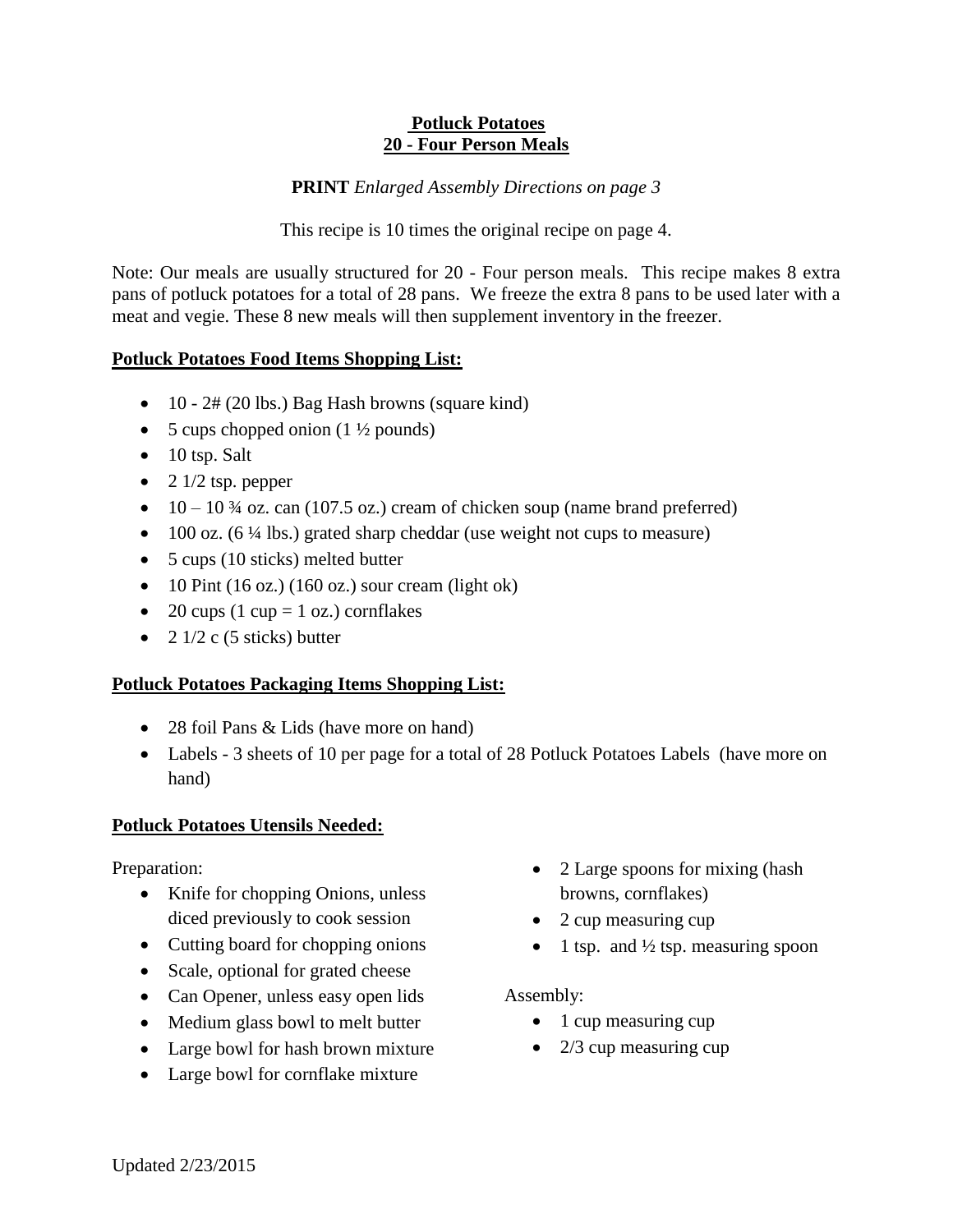# Potluck Potatoes
## 20 - Four Person Meals

**PRINT** *Enlarged Assembly Directions on page 3*

This recipe is 10 times the original recipe on page 4.

Note: Our meals are usually structured for 20 - Four person meals. This recipe makes 8 extra pans of potluck potatoes for a total of 28 pans. We freeze the extra 8 pans to be used later with a meat and vegie. These 8 new meals will then supplement inventory in the freezer.

**Potluck Potatoes Food Items Shopping List:**

- 10 - 2# (20 lbs.) Bag Hash browns (square kind)
- 5 cups chopped onion (1 ½ pounds)
- 10 tsp. Salt
- 2 1/2 tsp. pepper
- 10 – 10 ¾ oz. can (107.5 oz.) cream of chicken soup (name brand preferred)
- 100 oz. (6 ¼ lbs.) grated sharp cheddar (use weight not cups to measure)
- 5 cups (10 sticks) melted butter
- 10 Pint (16 oz.) (160 oz.) sour cream (light ok)
- 20 cups (1 cup = 1 oz.) cornflakes
- 2 1/2 c (5 sticks) butter

**Potluck Potatoes Packaging Items Shopping List:**

- 28 foil Pans & Lids (have more on hand)
- Labels - 3 sheets of 10 per page for a total of 28 Potluck Potatoes Labels (have more on hand)

**Potluck Potatoes Utensils Needed:**

Preparation:

- Knife for chopping Onions, unless diced previously to cook session
- Cutting board for chopping onions
- Scale, optional for grated cheese
- Can Opener, unless easy open lids
- Medium glass bowl to melt butter
- Large bowl for hash brown mixture
- Large bowl for cornflake mixture
- 2 Large spoons for mixing (hash browns, cornflakes)
- 2 cup measuring cup
- 1 tsp. and ½ tsp. measuring spoon

Assembly:

- 1 cup measuring cup
- 2/3 cup measuring cup

Updated 2/23/2015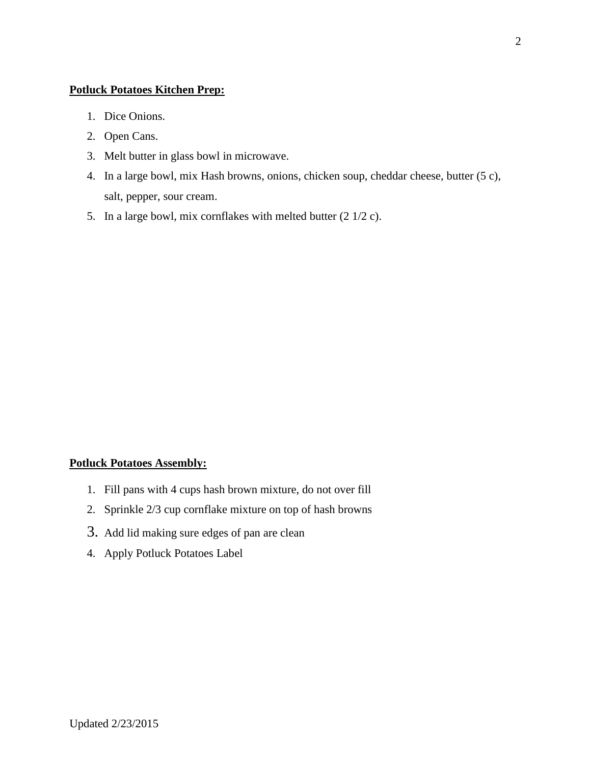**Potluck Potatoes Kitchen Prep:**

1. Dice Onions.
2. Open Cans.
3. Melt butter in glass bowl in microwave.
4. In a large bowl, mix Hash browns, onions, chicken soup, cheddar cheese, butter (5 c), salt, pepper, sour cream.
5. In a large bowl, mix cornflakes with melted butter (2 1/2 c).

**Potluck Potatoes Assembly:**

1. Fill pans with 4 cups hash brown mixture, do not over fill
2. Sprinkle 2/3 cup cornflake mixture on top of hash browns
3. Add lid making sure edges of pan are clean
4. Apply Potluck Potatoes Label

Updated 2/23/2015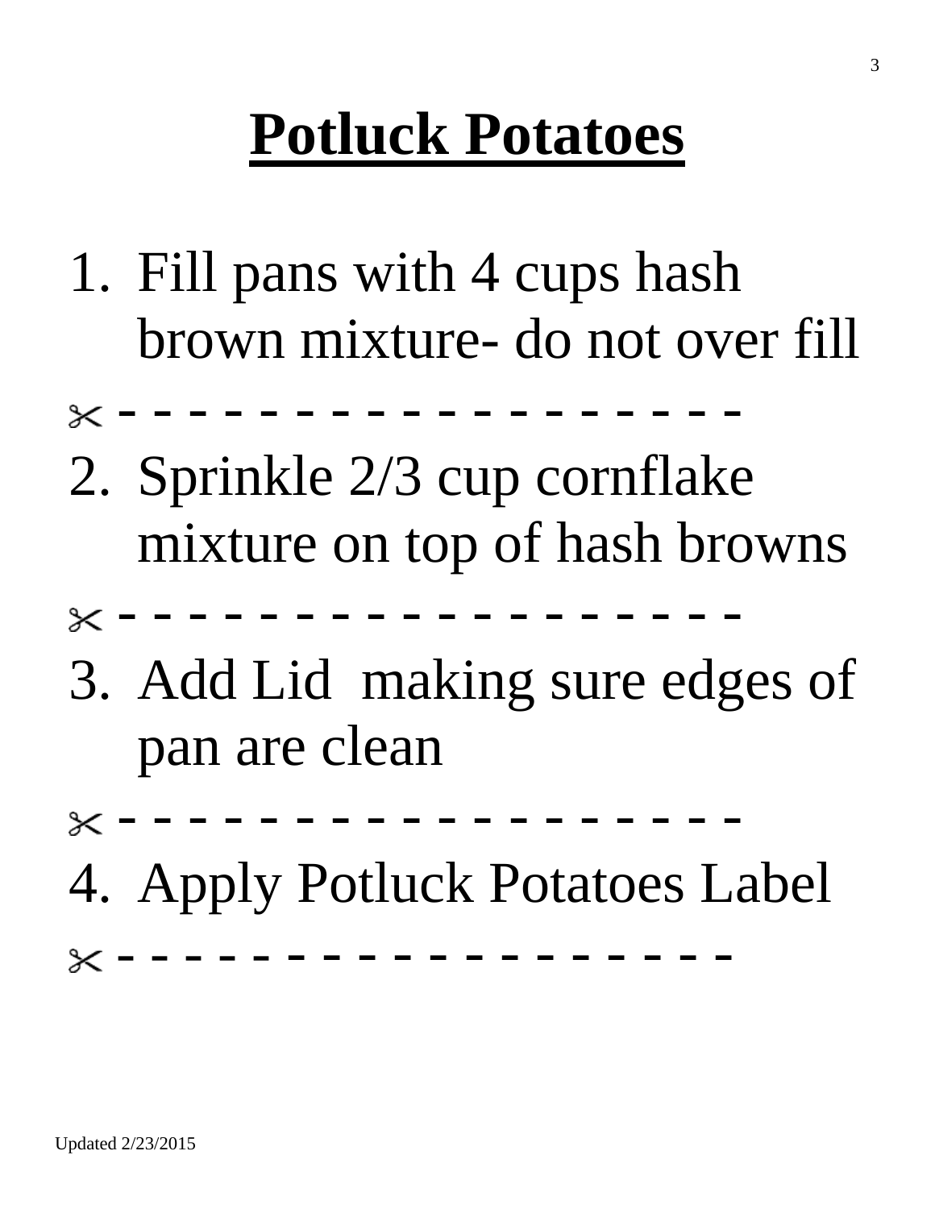# Potluck Potatoes

1. Fill pans with 4 cups hash brown mixture- do not over fill

✂ - - - - - - - - - - - - - - - - - - - -

2. Sprinkle 2/3 cup cornflake mixture on top of hash browns

✂ - - - - - - - - - - - - - - - - - - - -

3. Add Lid  making sure edges of pan are clean

✂ - - - - - - - - - - - - - - - - - - - -

4. Apply Potluck Potatoes Label

✂ - - - - - - - - - - - - - - - - - - - -

Updated 2/23/2015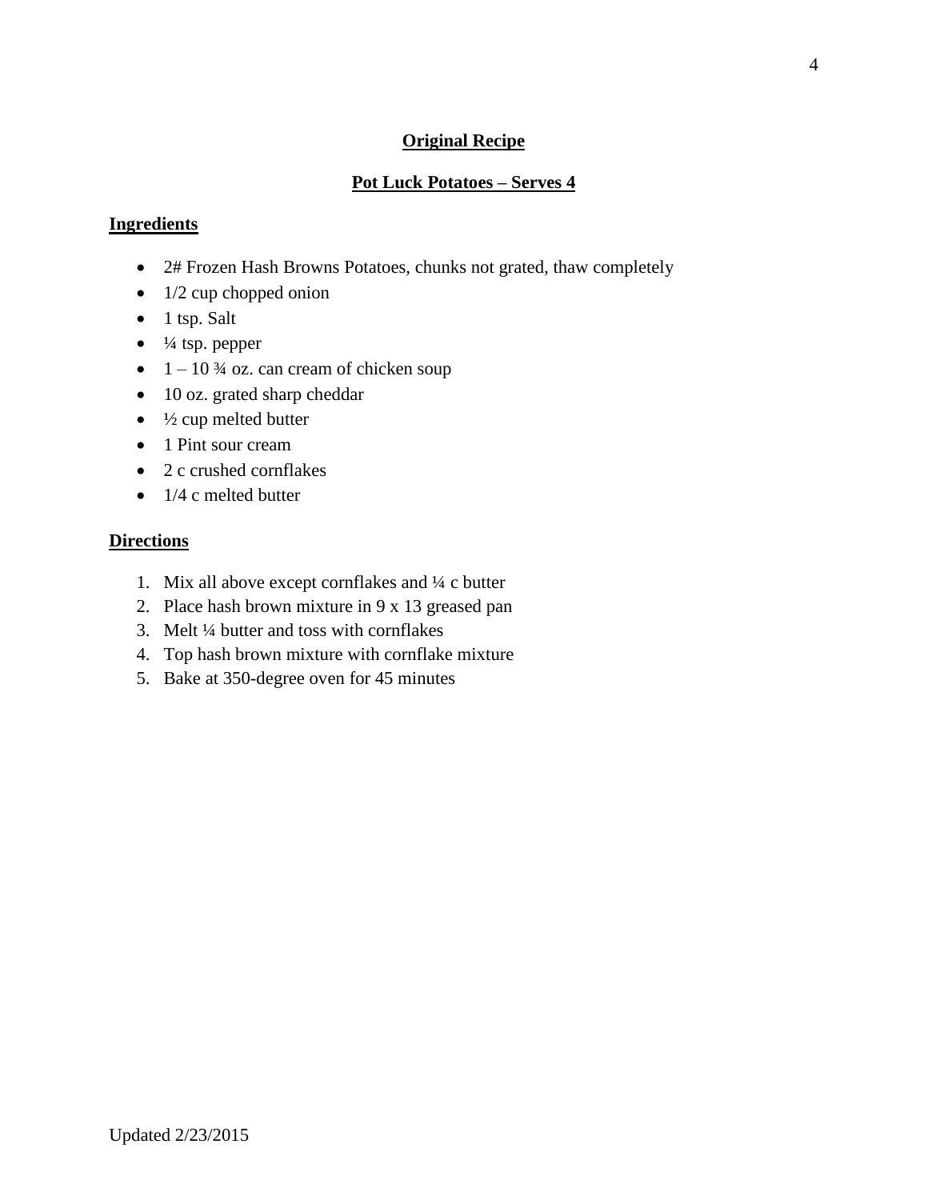## Original Recipe

## Pot Luck Potatoes – Serves 4

### Ingredients

- 2# Frozen Hash Browns Potatoes, chunks not grated, thaw completely
- 1/2 cup chopped onion
- 1 tsp. Salt
- ¼ tsp. pepper
- 1 – 10 ¾ oz. can cream of chicken soup
- 10 oz. grated sharp cheddar
- ½ cup melted butter
- 1 Pint sour cream
- 2 c crushed cornflakes
- 1/4 c melted butter

### Directions

1. Mix all above except cornflakes and ¼ c butter
2. Place hash brown mixture in 9 x 13 greased pan
3. Melt ¼ butter and toss with cornflakes
4. Top hash brown mixture with cornflake mixture
5. Bake at 350-degree oven for 45 minutes